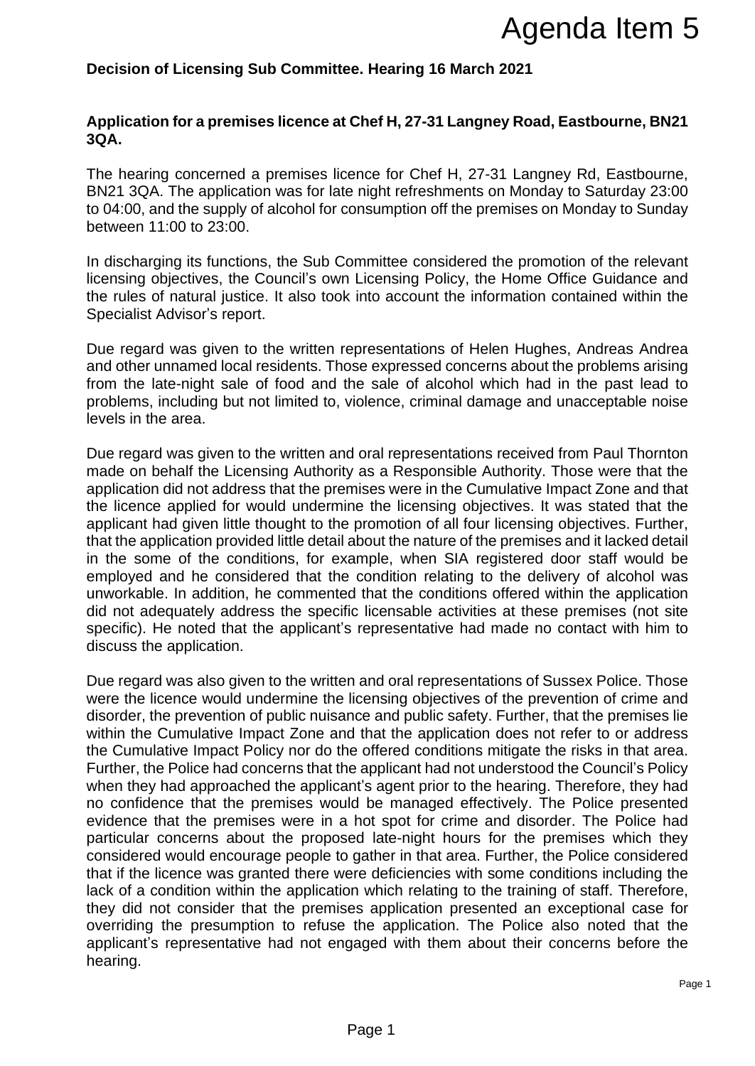Agenda Item 5

**Decision of Licensing Sub Committee. Hearing 16 March 2021**

**Application for a premises licence at Chef H, 27-31 Langney Road, Eastbourne, BN21 3QA.**

The hearing concerned a premises licence for Chef H, 27-31 Langney Rd, Eastbourne, BN21 3QA. The application was for late night refreshments on Monday to Saturday 23:00 to 04:00, and the supply of alcohol for consumption off the premises on Monday to Sunday between 11:00 to 23:00.

In discharging its functions, the Sub Committee considered the promotion of the relevant licensing objectives, the Council's own Licensing Policy, the Home Office Guidance and the rules of natural justice. It also took into account the information contained within the Specialist Advisor's report.

Due regard was given to the written representations of Helen Hughes, Andreas Andrea and other unnamed local residents. Those expressed concerns about the problems arising from the late-night sale of food and the sale of alcohol which had in the past lead to problems, including but not limited to, violence, criminal damage and unacceptable noise levels in the area.

Due regard was given to the written and oral representations received from Paul Thornton made on behalf the Licensing Authority as a Responsible Authority. Those were that the application did not address that the premises were in the Cumulative Impact Zone and that the licence applied for would undermine the licensing objectives. It was stated that the applicant had given little thought to the promotion of all four licensing objectives. Further, that the application provided little detail about the nature of the premises and it lacked detail in the some of the conditions, for example, when SIA registered door staff would be employed and he considered that the condition relating to the delivery of alcohol was unworkable. In addition, he commented that the conditions offered within the application did not adequately address the specific licensable activities at these premises (not site specific). He noted that the applicant's representative had made no contact with him to discuss the application.

Due regard was also given to the written and oral representations of Sussex Police. Those were the licence would undermine the licensing objectives of the prevention of crime and disorder, the prevention of public nuisance and public safety. Further, that the premises lie within the Cumulative Impact Zone and that the application does not refer to or address the Cumulative Impact Policy nor do the offered conditions mitigate the risks in that area. Further, the Police had concerns that the applicant had not understood the Council's Policy when they had approached the applicant's agent prior to the hearing. Therefore, they had no confidence that the premises would be managed effectively. The Police presented evidence that the premises were in a hot spot for crime and disorder. The Police had particular concerns about the proposed late-night hours for the premises which they considered would encourage people to gather in that area. Further, the Police considered that if the licence was granted there were deficiencies with some conditions including the lack of a condition within the application which relating to the training of staff. Therefore, they did not consider that the premises application presented an exceptional case for overriding the presumption to refuse the application. The Police also noted that the applicant's representative had not engaged with them about their concerns before the hearing.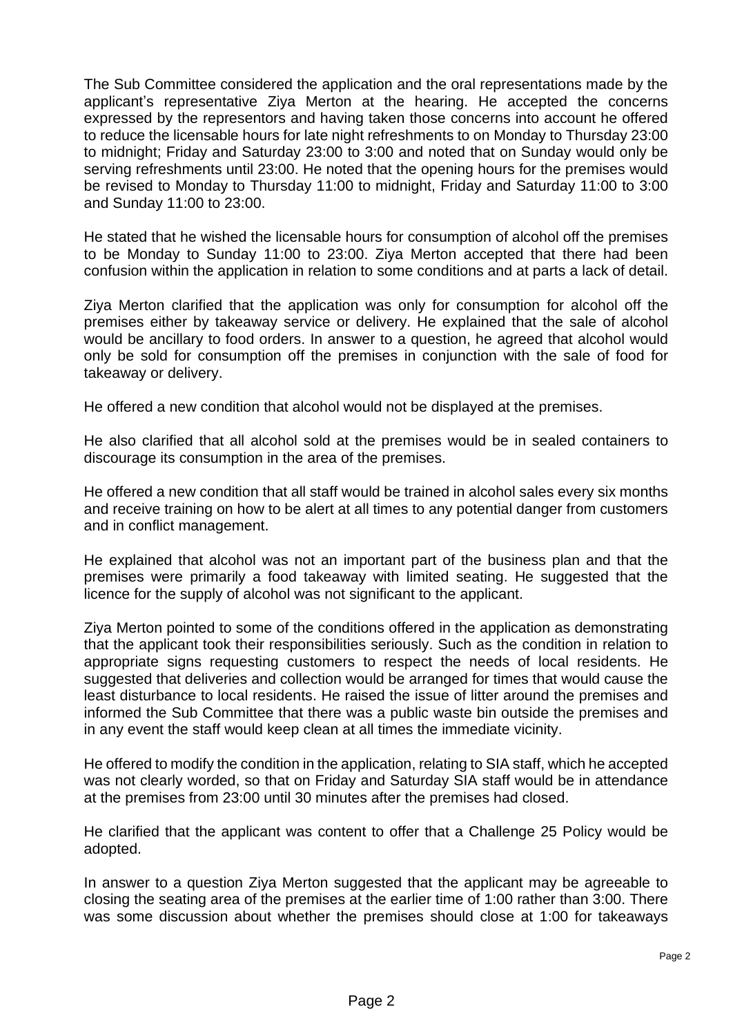The Sub Committee considered the application and the oral representations made by the applicant's representative Ziya Merton at the hearing. He accepted the concerns expressed by the representors and having taken those concerns into account he offered to reduce the licensable hours for late night refreshments to on Monday to Thursday 23:00 to midnight; Friday and Saturday 23:00 to 3:00 and noted that on Sunday would only be serving refreshments until 23:00. He noted that the opening hours for the premises would be revised to Monday to Thursday 11:00 to midnight, Friday and Saturday 11:00 to 3:00 and Sunday 11:00 to 23:00.

He stated that he wished the licensable hours for consumption of alcohol off the premises to be Monday to Sunday 11:00 to 23:00. Ziya Merton accepted that there had been confusion within the application in relation to some conditions and at parts a lack of detail.

Ziya Merton clarified that the application was only for consumption for alcohol off the premises either by takeaway service or delivery. He explained that the sale of alcohol would be ancillary to food orders. In answer to a question, he agreed that alcohol would only be sold for consumption off the premises in conjunction with the sale of food for takeaway or delivery.

He offered a new condition that alcohol would not be displayed at the premises.

He also clarified that all alcohol sold at the premises would be in sealed containers to discourage its consumption in the area of the premises.

He offered a new condition that all staff would be trained in alcohol sales every six months and receive training on how to be alert at all times to any potential danger from customers and in conflict management.

He explained that alcohol was not an important part of the business plan and that the premises were primarily a food takeaway with limited seating. He suggested that the licence for the supply of alcohol was not significant to the applicant.

Ziya Merton pointed to some of the conditions offered in the application as demonstrating that the applicant took their responsibilities seriously. Such as the condition in relation to appropriate signs requesting customers to respect the needs of local residents. He suggested that deliveries and collection would be arranged for times that would cause the least disturbance to local residents. He raised the issue of litter around the premises and informed the Sub Committee that there was a public waste bin outside the premises and in any event the staff would keep clean at all times the immediate vicinity.

He offered to modify the condition in the application, relating to SIA staff, which he accepted was not clearly worded, so that on Friday and Saturday SIA staff would be in attendance at the premises from 23:00 until 30 minutes after the premises had closed.

He clarified that the applicant was content to offer that a Challenge 25 Policy would be adopted.

In answer to a question Ziya Merton suggested that the applicant may be agreeable to closing the seating area of the premises at the earlier time of 1:00 rather than 3:00. There was some discussion about whether the premises should close at 1:00 for takeaways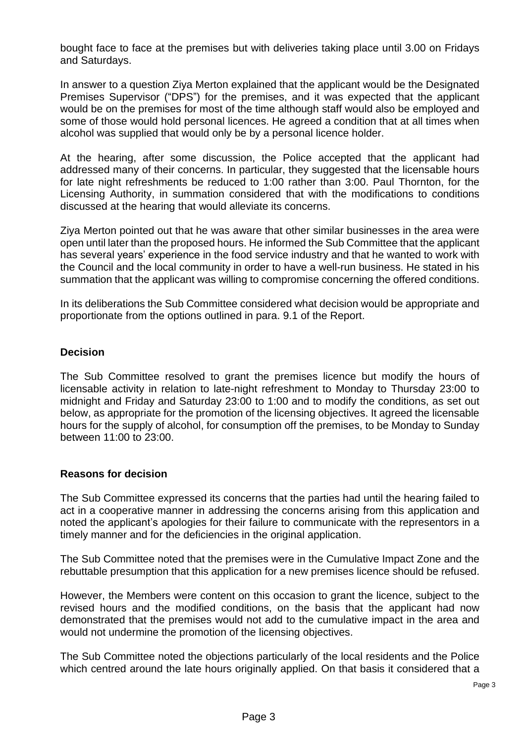bought face to face at the premises but with deliveries taking place until 3.00 on Fridays and Saturdays.

In answer to a question Ziya Merton explained that the applicant would be the Designated Premises Supervisor ("DPS") for the premises, and it was expected that the applicant would be on the premises for most of the time although staff would also be employed and some of those would hold personal licences. He agreed a condition that at all times when alcohol was supplied that would only be by a personal licence holder.

At the hearing, after some discussion, the Police accepted that the applicant had addressed many of their concerns. In particular, they suggested that the licensable hours for late night refreshments be reduced to 1:00 rather than 3:00. Paul Thornton, for the Licensing Authority, in summation considered that with the modifications to conditions discussed at the hearing that would alleviate its concerns.

Ziya Merton pointed out that he was aware that other similar businesses in the area were open until later than the proposed hours. He informed the Sub Committee that the applicant has several years' experience in the food service industry and that he wanted to work with the Council and the local community in order to have a well-run business. He stated in his summation that the applicant was willing to compromise concerning the offered conditions.

In its deliberations the Sub Committee considered what decision would be appropriate and proportionate from the options outlined in para. 9.1 of the Report.

**Decision**

The Sub Committee resolved to grant the premises licence but modify the hours of licensable activity in relation to late-night refreshment to Monday to Thursday 23:00 to midnight and Friday and Saturday 23:00 to 1:00 and to modify the conditions, as set out below, as appropriate for the promotion of the licensing objectives. It agreed the licensable hours for the supply of alcohol, for consumption off the premises, to be Monday to Sunday between 11:00 to 23:00.

**Reasons for decision**

The Sub Committee expressed its concerns that the parties had until the hearing failed to act in a cooperative manner in addressing the concerns arising from this application and noted the applicant's apologies for their failure to communicate with the representors in a timely manner and for the deficiencies in the original application.

The Sub Committee noted that the premises were in the Cumulative Impact Zone and the rebuttable presumption that this application for a new premises licence should be refused.

However, the Members were content on this occasion to grant the licence, subject to the revised hours and the modified conditions, on the basis that the applicant had now demonstrated that the premises would not add to the cumulative impact in the area and would not undermine the promotion of the licensing objectives.

The Sub Committee noted the objections particularly of the local residents and the Police which centred around the late hours originally applied. On that basis it considered that a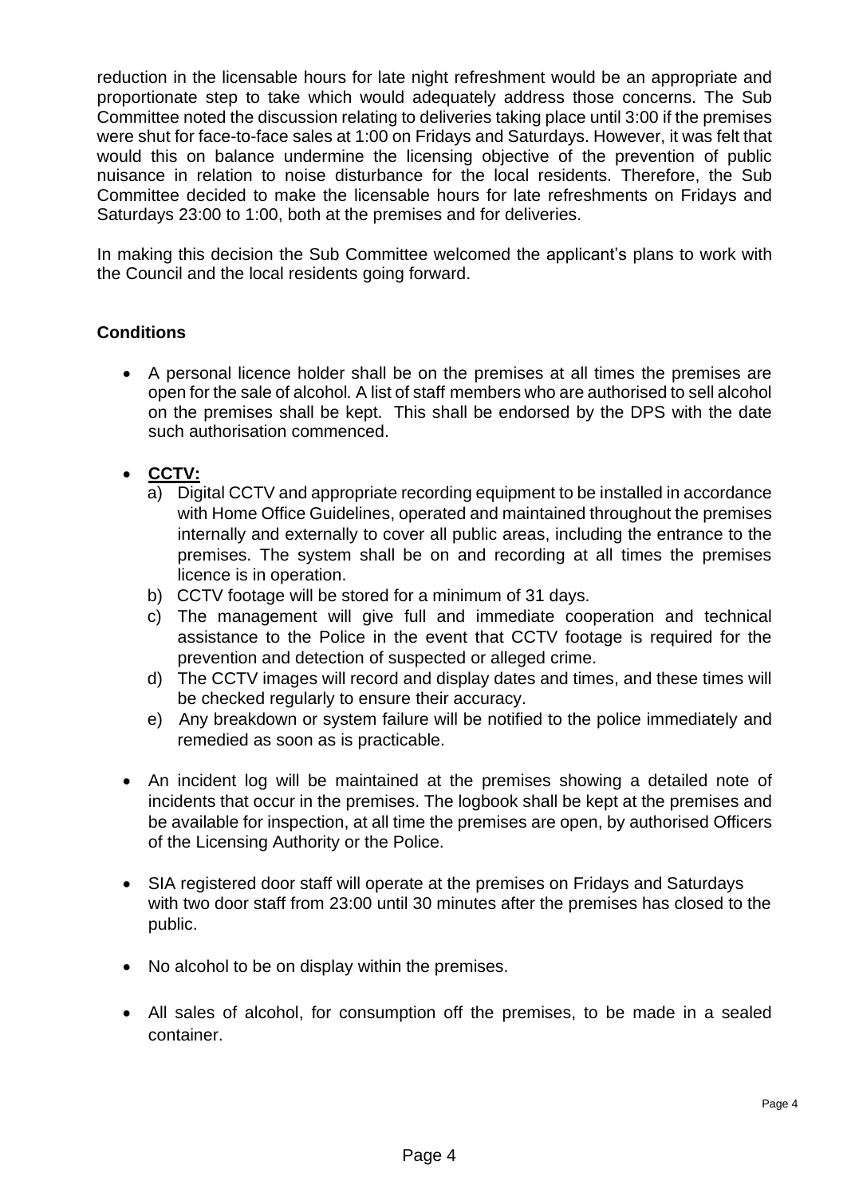reduction in the licensable hours for late night refreshment would be an appropriate and proportionate step to take which would adequately address those concerns. The Sub Committee noted the discussion relating to deliveries taking place until 3:00 if the premises were shut for face-to-face sales at 1:00 on Fridays and Saturdays. However, it was felt that would this on balance undermine the licensing objective of the prevention of public nuisance in relation to noise disturbance for the local residents. Therefore, the Sub Committee decided to make the licensable hours for late refreshments on Fridays and Saturdays 23:00 to 1:00, both at the premises and for deliveries.

In making this decision the Sub Committee welcomed the applicant's plans to work with the Council and the local residents going forward.

**Conditions**

- A personal licence holder shall be on the premises at all times the premises are open for the sale of alcohol. A list of staff members who are authorised to sell alcohol on the premises shall be kept. This shall be endorsed by the DPS with the date such authorisation commenced.

- **CCTV:**
  a) Digital CCTV and appropriate recording equipment to be installed in accordance with Home Office Guidelines, operated and maintained throughout the premises internally and externally to cover all public areas, including the entrance to the premises. The system shall be on and recording at all times the premises licence is in operation.
  b) CCTV footage will be stored for a minimum of 31 days.
  c) The management will give full and immediate cooperation and technical assistance to the Police in the event that CCTV footage is required for the prevention and detection of suspected or alleged crime.
  d) The CCTV images will record and display dates and times, and these times will be checked regularly to ensure their accuracy.
  e) Any breakdown or system failure will be notified to the police immediately and remedied as soon as is practicable.

- An incident log will be maintained at the premises showing a detailed note of incidents that occur in the premises. The logbook shall be kept at the premises and be available for inspection, at all time the premises are open, by authorised Officers of the Licensing Authority or the Police.

- SIA registered door staff will operate at the premises on Fridays and Saturdays with two door staff from 23:00 until 30 minutes after the premises has closed to the public.

- No alcohol to be on display within the premises.

- All sales of alcohol, for consumption off the premises, to be made in a sealed container.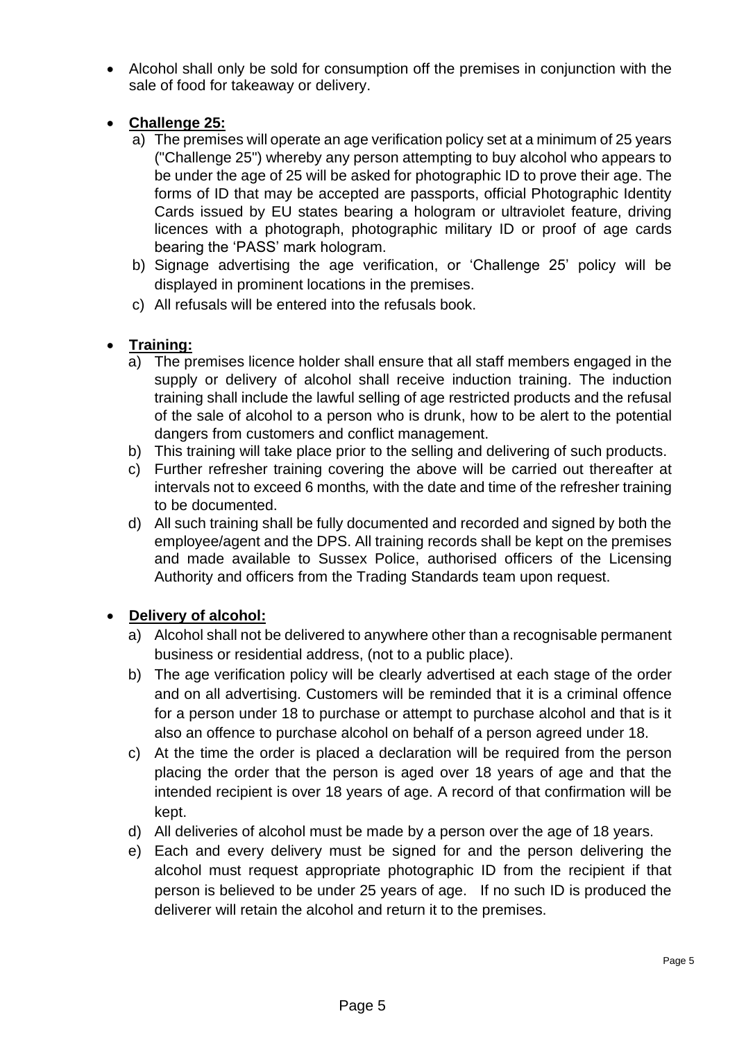- Alcohol shall only be sold for consumption off the premises in conjunction with the sale of food for takeaway or delivery.

- **Challenge 25:**
  a) The premises will operate an age verification policy set at a minimum of 25 years ("Challenge 25") whereby any person attempting to buy alcohol who appears to be under the age of 25 will be asked for photographic ID to prove their age. The forms of ID that may be accepted are passports, official Photographic Identity Cards issued by EU states bearing a hologram or ultraviolet feature, driving licences with a photograph, photographic military ID or proof of age cards bearing the 'PASS' mark hologram.
  b) Signage advertising the age verification, or 'Challenge 25' policy will be displayed in prominent locations in the premises.
  c) All refusals will be entered into the refusals book.

- **Training:**
  a) The premises licence holder shall ensure that all staff members engaged in the supply or delivery of alcohol shall receive induction training. The induction training shall include the lawful selling of age restricted products and the refusal of the sale of alcohol to a person who is drunk, how to be alert to the potential dangers from customers and conflict management.
  b) This training will take place prior to the selling and delivering of such products.
  c) Further refresher training covering the above will be carried out thereafter at intervals not to exceed 6 months, with the date and time of the refresher training to be documented.
  d) All such training shall be fully documented and recorded and signed by both the employee/agent and the DPS. All training records shall be kept on the premises and made available to Sussex Police, authorised officers of the Licensing Authority and officers from the Trading Standards team upon request.

- **Delivery of alcohol:**
  a) Alcohol shall not be delivered to anywhere other than a recognisable permanent business or residential address, (not to a public place).
  b) The age verification policy will be clearly advertised at each stage of the order and on all advertising. Customers will be reminded that it is a criminal offence for a person under 18 to purchase or attempt to purchase alcohol and that is it also an offence to purchase alcohol on behalf of a person agreed under 18.
  c) At the time the order is placed a declaration will be required from the person placing the order that the person is aged over 18 years of age and that the intended recipient is over 18 years of age. A record of that confirmation will be kept.
  d) All deliveries of alcohol must be made by a person over the age of 18 years.
  e) Each and every delivery must be signed for and the person delivering the alcohol must request appropriate photographic ID from the recipient if that person is believed to be under 25 years of age. If no such ID is produced the deliverer will retain the alcohol and return it to the premises.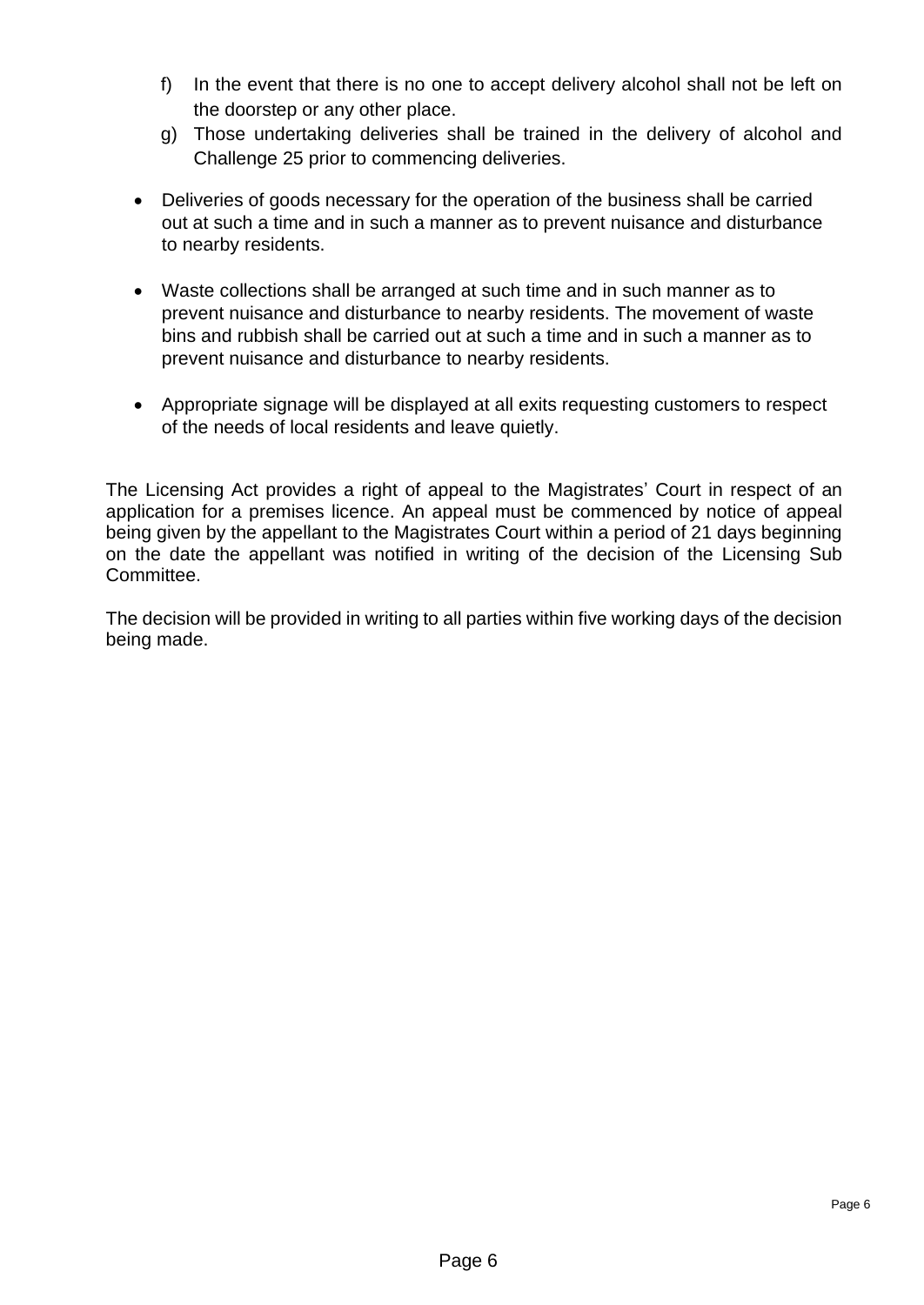f) In the event that there is no one to accept delivery alcohol shall not be left on the doorstep or any other place.
g) Those undertaking deliveries shall be trained in the delivery of alcohol and Challenge 25 prior to commencing deliveries.

- Deliveries of goods necessary for the operation of the business shall be carried out at such a time and in such a manner as to prevent nuisance and disturbance to nearby residents.

- Waste collections shall be arranged at such time and in such manner as to prevent nuisance and disturbance to nearby residents. The movement of waste bins and rubbish shall be carried out at such a time and in such a manner as to prevent nuisance and disturbance to nearby residents.

- Appropriate signage will be displayed at all exits requesting customers to respect of the needs of local residents and leave quietly.

The Licensing Act provides a right of appeal to the Magistrates' Court in respect of an application for a premises licence. An appeal must be commenced by notice of appeal being given by the appellant to the Magistrates Court within a period of 21 days beginning on the date the appellant was notified in writing of the decision of the Licensing Sub Committee.

The decision will be provided in writing to all parties within five working days of the decision being made.